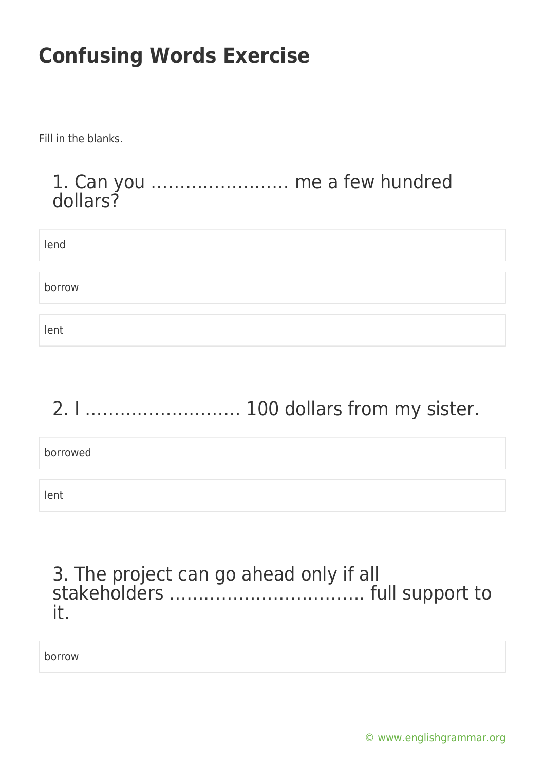# Confusing Words Exercise

Fill in the blanks.

### 1. Can you …………………… me a few hundred dollars?

lend

borrow

lent

### 2. I ……………………… 100 dollars from my sister.

borrowed

lent

### 3. The project can go ahead only if all stakeholders ……………………………. full support to it.

borrow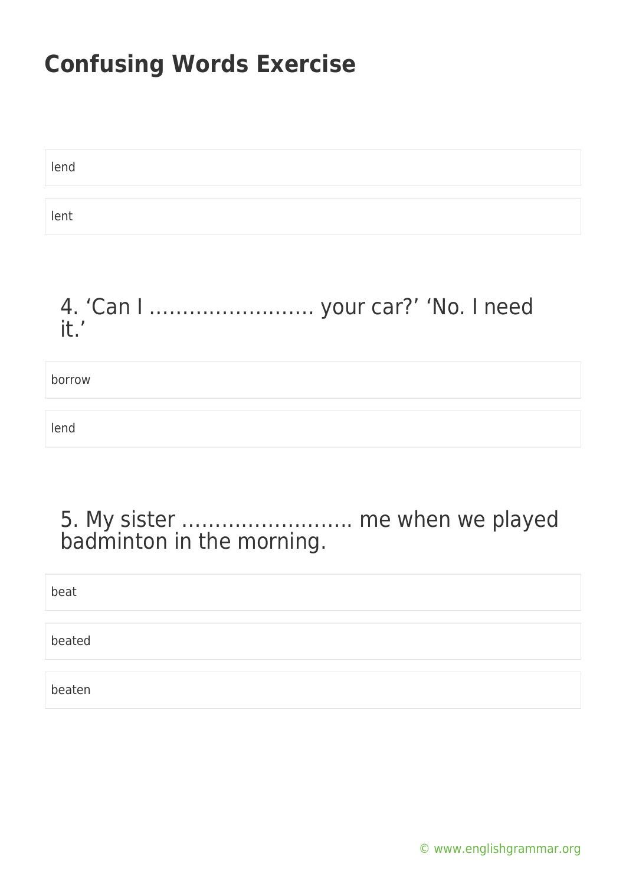# Confusing Words Exercise

lend

lent

4. 'Can I ……………………. your car?' 'No. I need it.'

borrow

lend

5. My sister ……………………. me when we played badminton in the morning.

beat

beated

beaten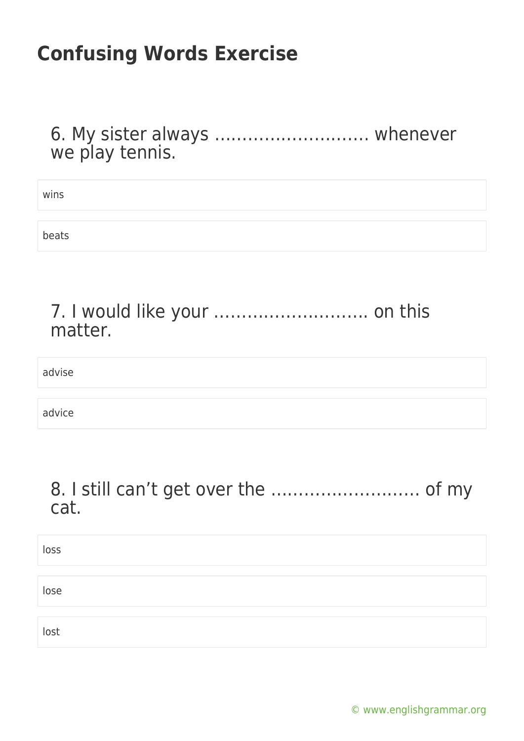# Confusing Words Exercise

6. My sister always ……………………… whenever we play tennis.

- wins
- beats

7. I would like your ……………………… on this matter.

- advise
- advice

8. I still can't get over the ……………………… of my cat.

- loss
- lose
- lost

© www.englishgrammar.org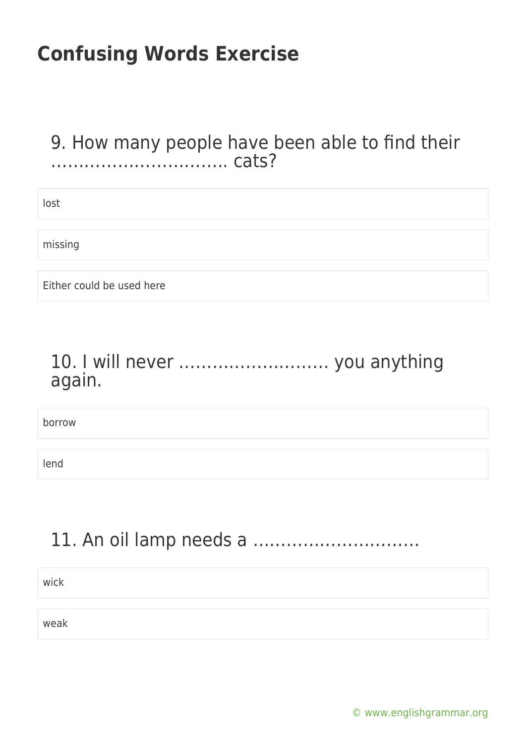# Confusing Words Exercise

## 9. How many people have been able to find their ………………………….. cats?

- lost
- missing
- Either could be used here

## 10. I will never ……………………… you anything again.

- borrow
- lend

## 11. An oil lamp needs a …………………………

- wick
- weak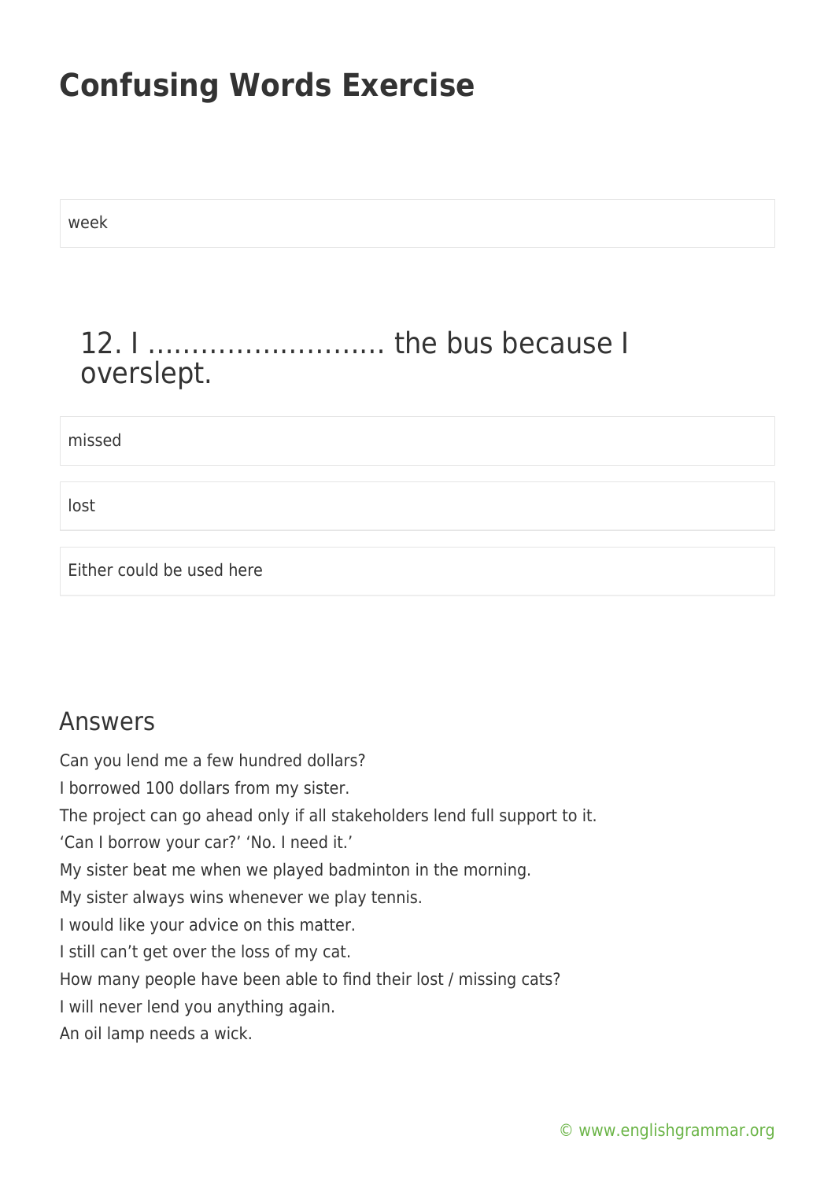week

## 12. I ……………………. the bus because I overslept.

missed

lost

Either could be used here

## Answers

Can you lend me a few hundred dollars?
I borrowed 100 dollars from my sister.
The project can go ahead only if all stakeholders lend full support to it.
'Can I borrow your car?' 'No. I need it.'
My sister beat me when we played badminton in the morning.
My sister always wins whenever we play tennis.
I would like your advice on this matter.
I still can't get over the loss of my cat.
How many people have been able to find their lost / missing cats?
I will never lend you anything again.
An oil lamp needs a wick.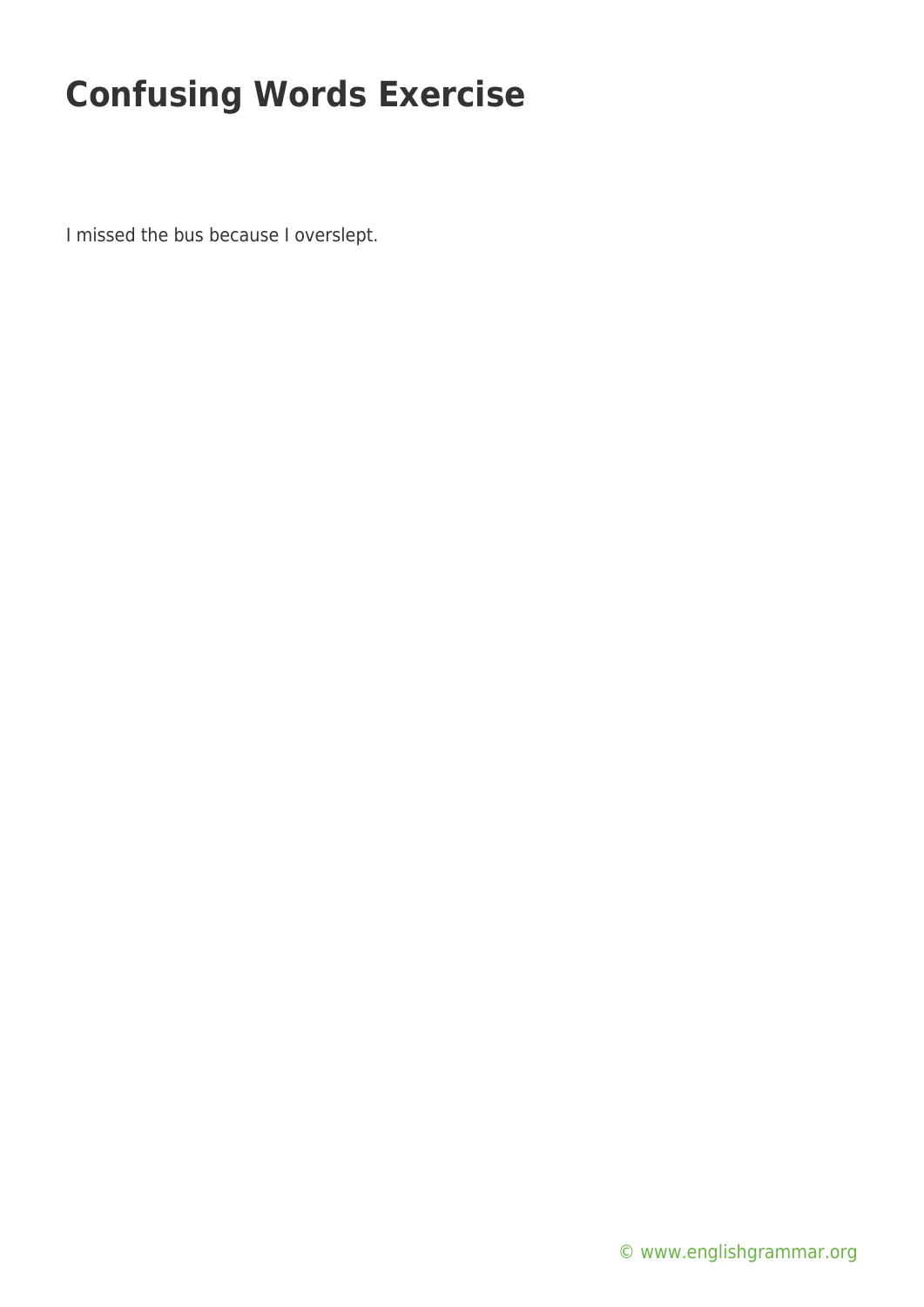# Confusing Words Exercise

I missed the bus because I overslept.